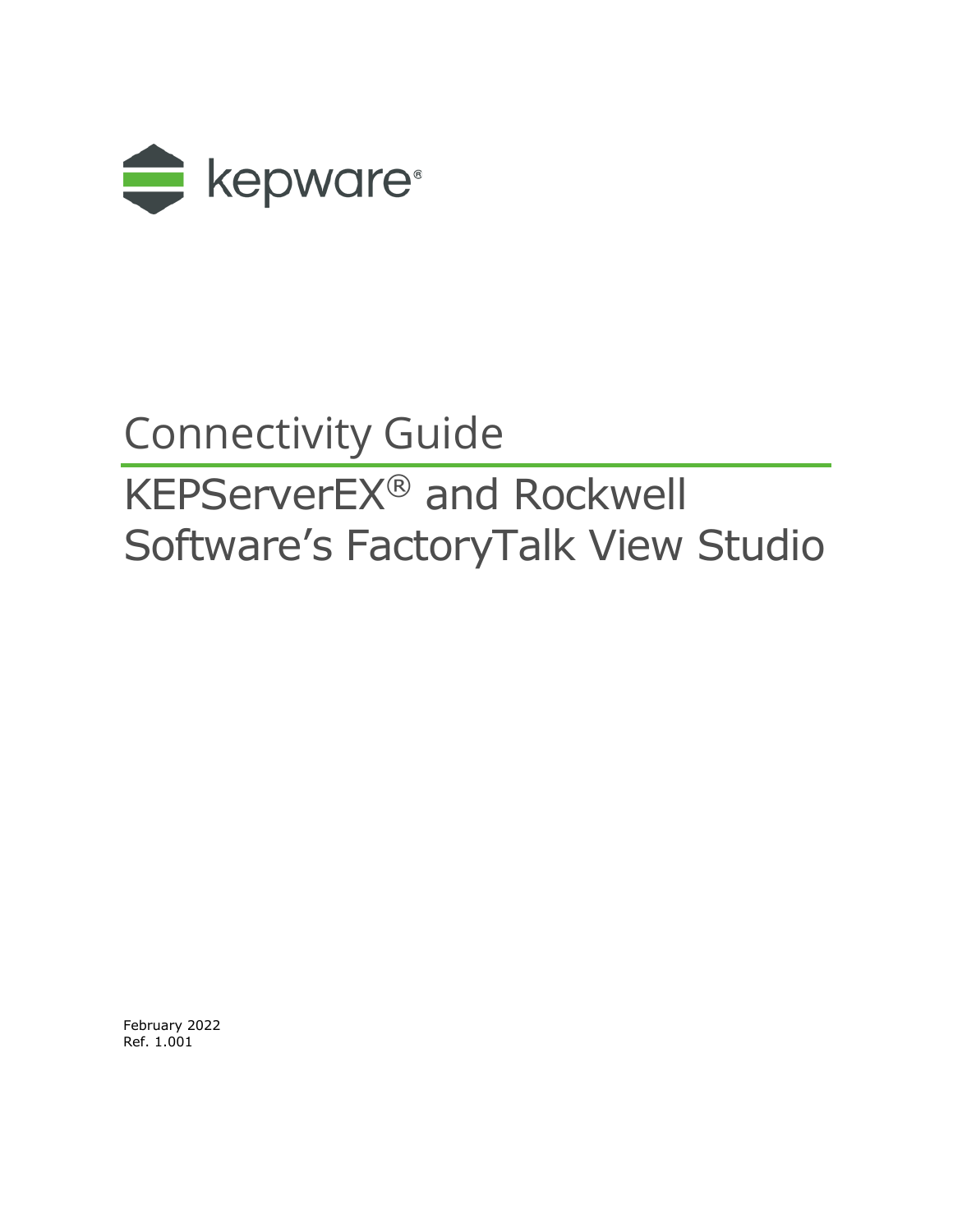kepware®

# Connectivity Guide

## KEPServerEX® and Rockwell Software's FactoryTalk View Studio

February 2022
Ref. 1.001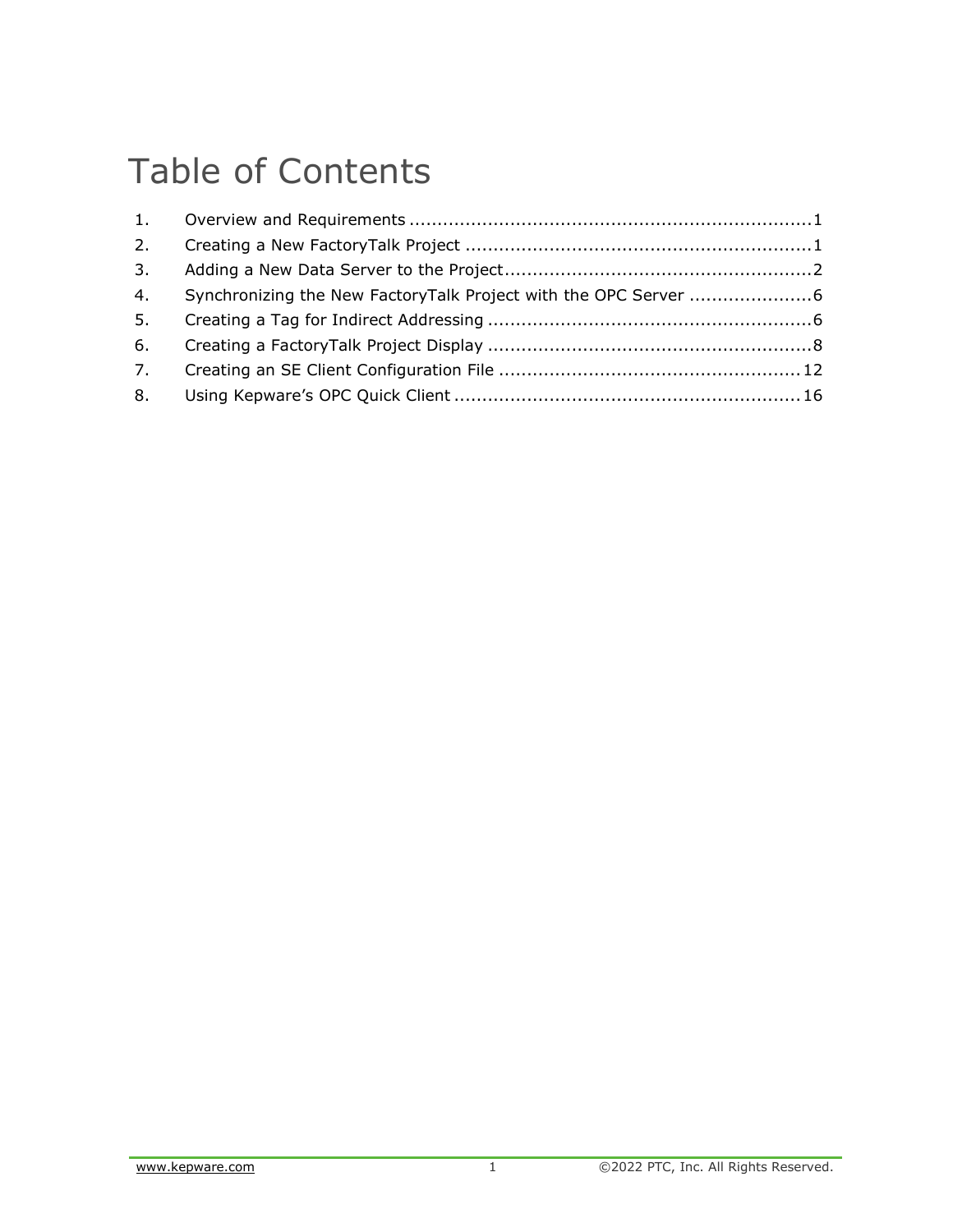# Table of Contents

1. Overview and Requirements ........................................................................1
2. Creating a New FactoryTalk Project .............................................................1
3. Adding a New Data Server to the Project.......................................................2
4. Synchronizing the New FactoryTalk Project with the OPC Server ......................6
5. Creating a Tag for Indirect Addressing ..........................................................6
6. Creating a FactoryTalk Project Display ..........................................................8
7. Creating an SE Client Configuration File ......................................................12
8. Using Kepware's OPC Quick Client ..............................................................16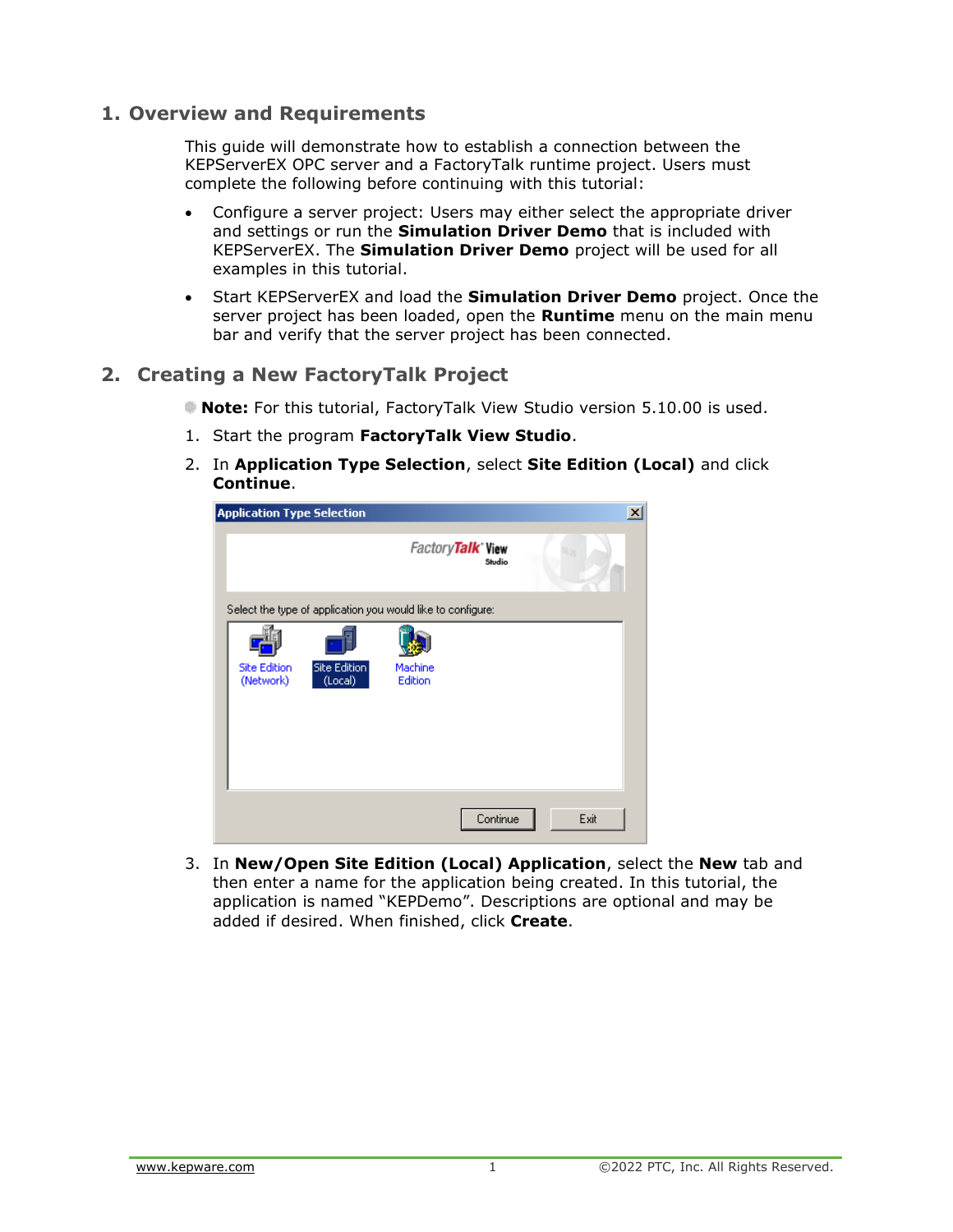## 1. Overview and Requirements

This guide will demonstrate how to establish a connection between the KEPServerEX OPC server and a FactoryTalk runtime project. Users must complete the following before continuing with this tutorial:

- Configure a server project: Users may either select the appropriate driver and settings or run the **Simulation Driver Demo** that is included with KEPServerEX. The **Simulation Driver Demo** project will be used for all examples in this tutorial.
- Start KEPServerEX and load the **Simulation Driver Demo** project. Once the server project has been loaded, open the **Runtime** menu on the main menu bar and verify that the server project has been connected.

## 2. Creating a New FactoryTalk Project

**Note:** For this tutorial, FactoryTalk View Studio version 5.10.00 is used.

1. Start the program **FactoryTalk View Studio**.
2. In **Application Type Selection**, select **Site Edition (Local)** and click **Continue**.
3. In **New/Open Site Edition (Local) Application**, select the **New** tab and then enter a name for the application being created. In this tutorial, the application is named "KEPDemo". Descriptions are optional and may be added if desired. When finished, click **Create**.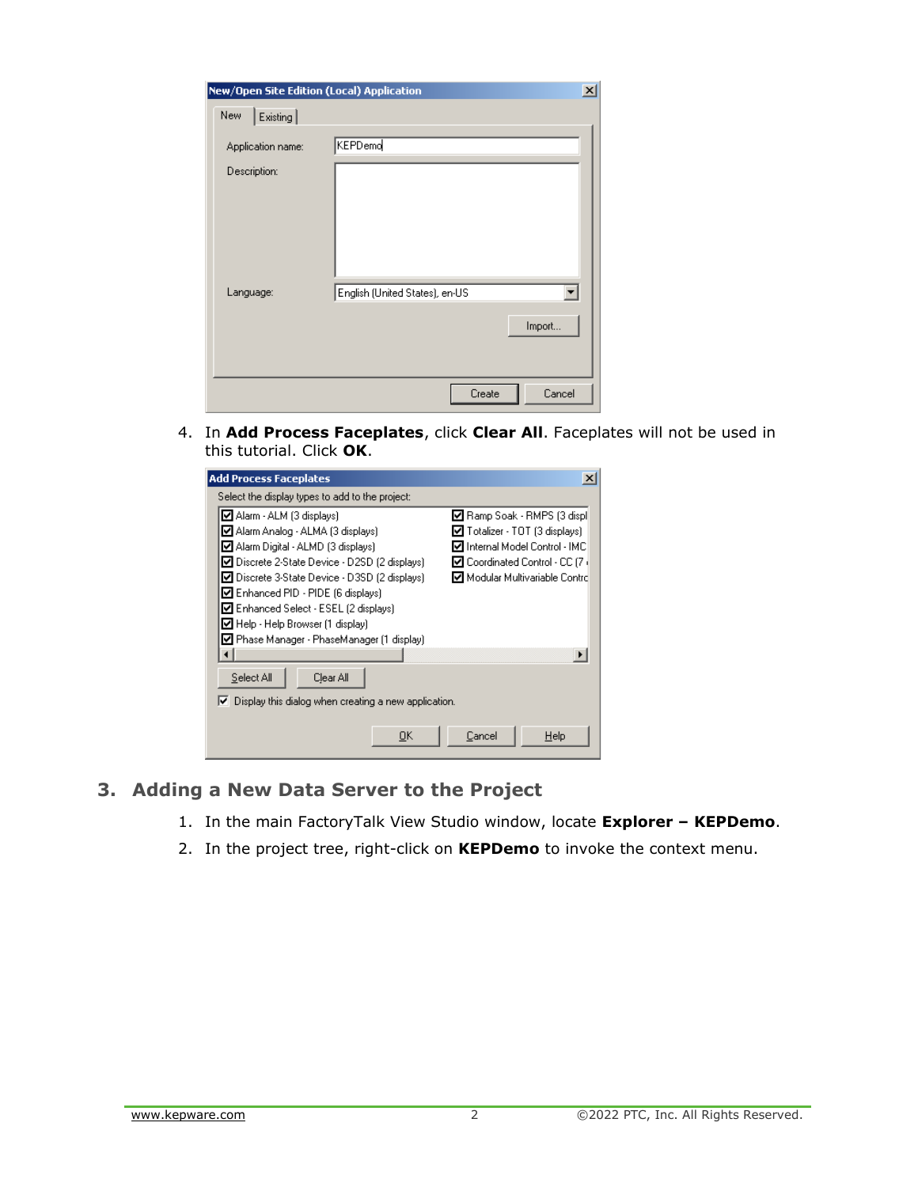4. In **Add Process Faceplates**, click **Clear All**. Faceplates will not be used in this tutorial. Click **OK**.

## 3. Adding a New Data Server to the Project

1. In the main FactoryTalk View Studio window, locate **Explorer – KEPDemo**.
2. In the project tree, right-click on **KEPDemo** to invoke the context menu.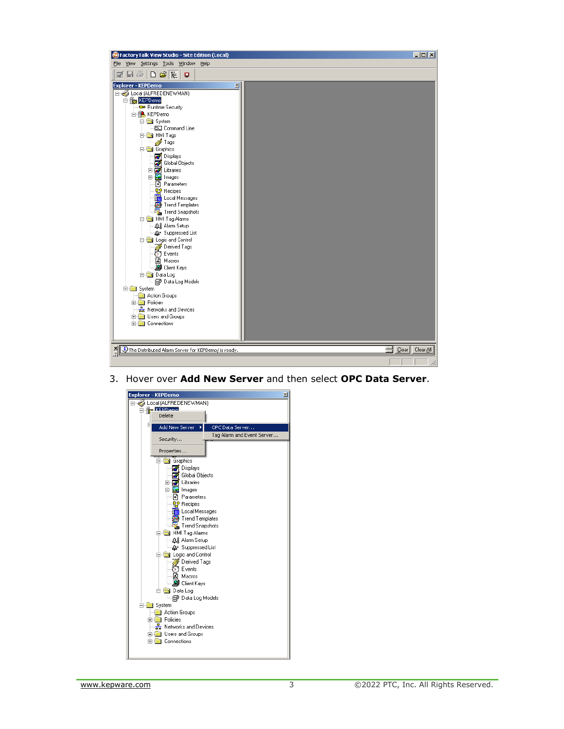3. Hover over **Add New Server** and then select **OPC Data Server**.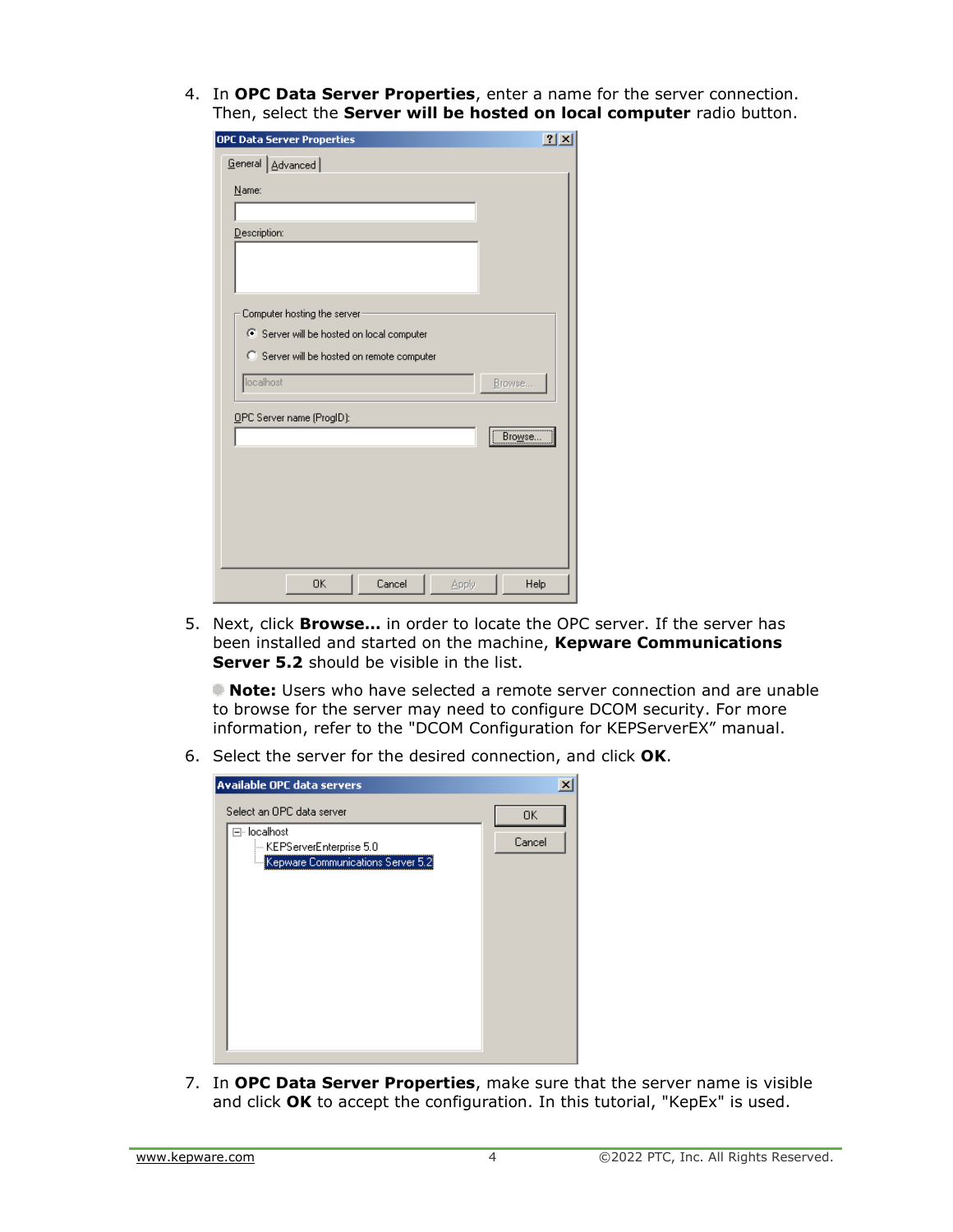4. In **OPC Data Server Properties**, enter a name for the server connection. Then, select the **Server will be hosted on local computer** radio button.

5. Next, click **Browse...** in order to locate the OPC server. If the server has been installed and started on the machine, **Kepware Communications Server 5.2** should be visible in the list.

   **Note:** Users who have selected a remote server connection and are unable to browse for the server may need to configure DCOM security. For more information, refer to the "DCOM Configuration for KEPServerEX" manual.

6. Select the server for the desired connection, and click **OK**.

7. In **OPC Data Server Properties**, make sure that the server name is visible and click **OK** to accept the configuration. In this tutorial, "KepEx" is used.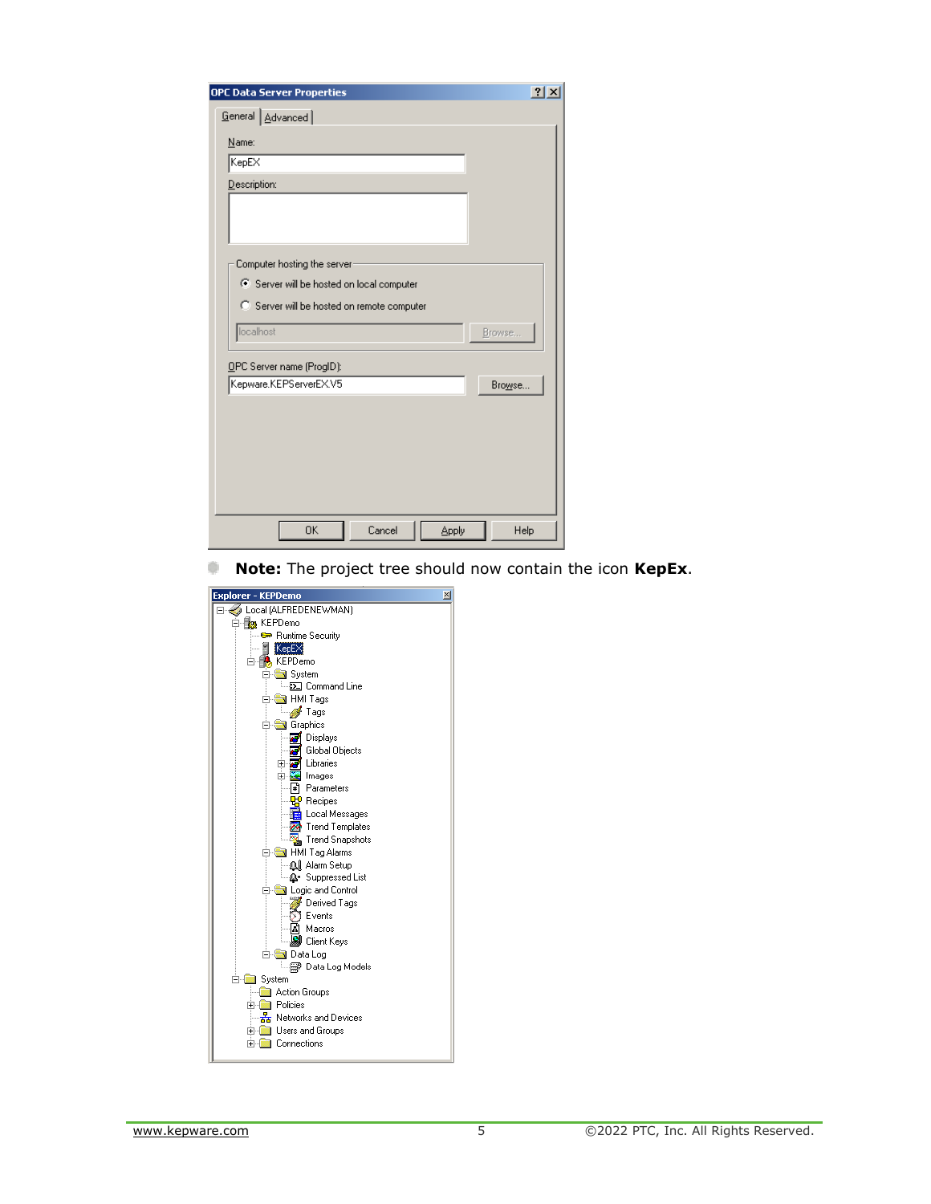- **Note:** The project tree should now contain the icon **KepEx**.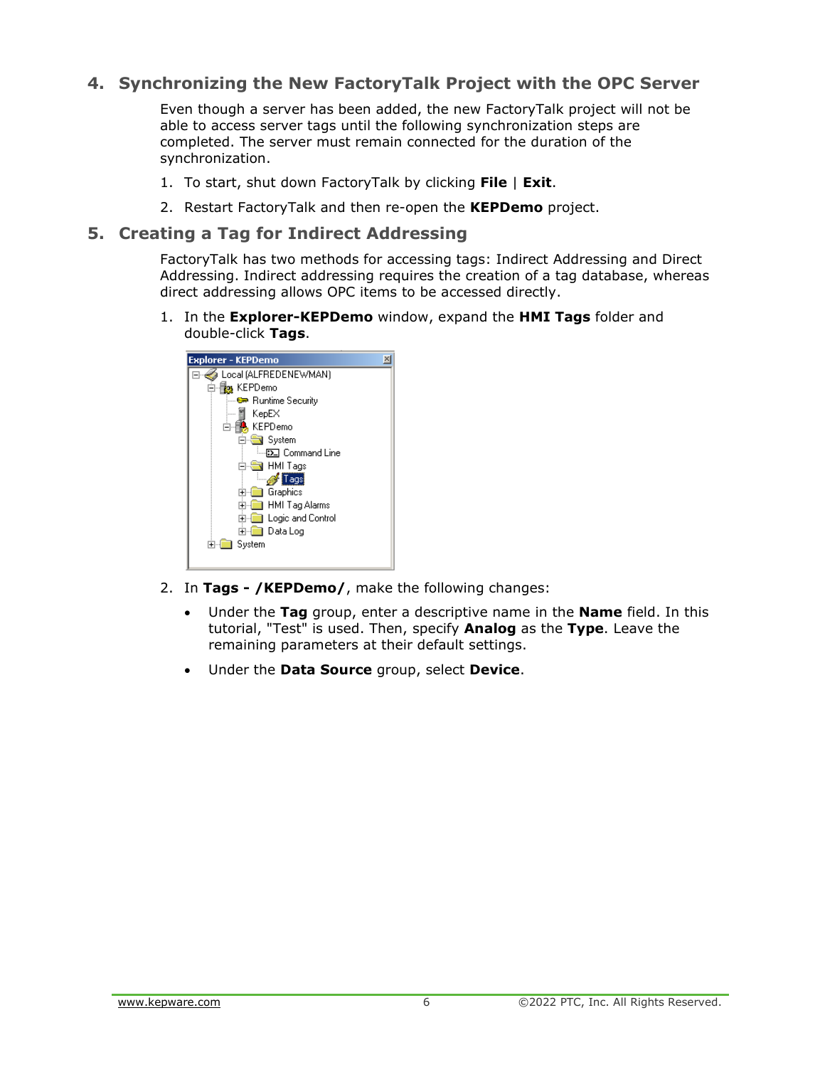## 4. Synchronizing the New FactoryTalk Project with the OPC Server

Even though a server has been added, the new FactoryTalk project will not be able to access server tags until the following synchronization steps are completed. The server must remain connected for the duration of the synchronization.

1. To start, shut down FactoryTalk by clicking **File** | **Exit**.
2. Restart FactoryTalk and then re-open the **KEPDemo** project.

## 5. Creating a Tag for Indirect Addressing

FactoryTalk has two methods for accessing tags: Indirect Addressing and Direct Addressing. Indirect addressing requires the creation of a tag database, whereas direct addressing allows OPC items to be accessed directly.

1. In the **Explorer-KEPDemo** window, expand the **HMI Tags** folder and double-click **Tags**.
2. In **Tags - /KEPDemo/**, make the following changes:
   - Under the **Tag** group, enter a descriptive name in the **Name** field. In this tutorial, "Test" is used. Then, specify **Analog** as the **Type**. Leave the remaining parameters at their default settings.
   - Under the **Data Source** group, select **Device**.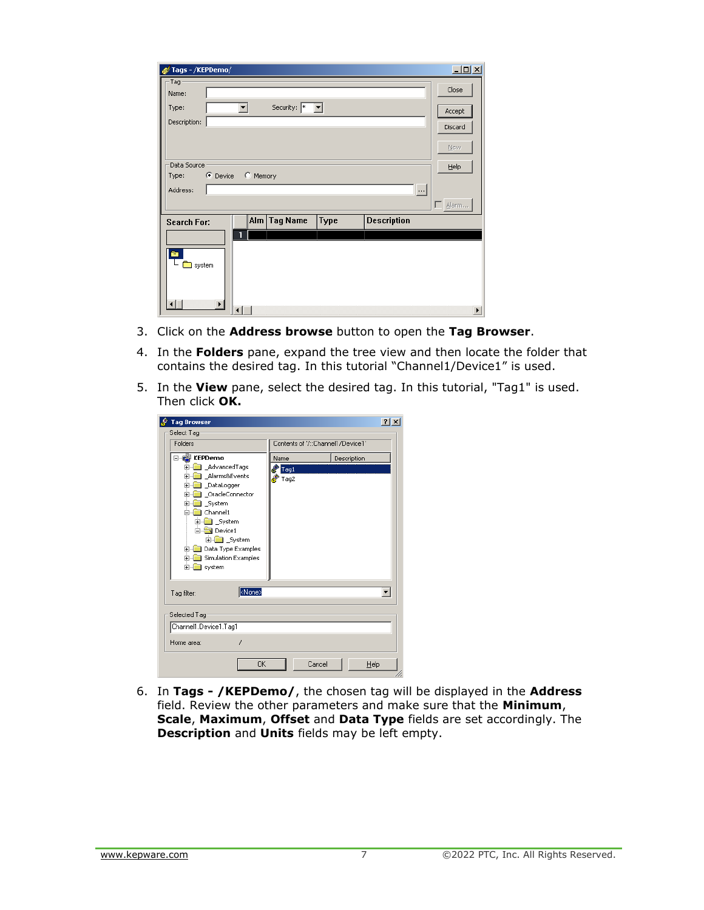3. Click on the **Address browse** button to open the **Tag Browser**.

4. In the **Folders** pane, expand the tree view and then locate the folder that contains the desired tag. In this tutorial “Channel1/Device1” is used.

5. In the **View** pane, select the desired tag. In this tutorial, "Tag1" is used. Then click **OK.**

6. In **Tags - /KEPDemo/**, the chosen tag will be displayed in the **Address** field. Review the other parameters and make sure that the **Minimum**, **Scale**, **Maximum**, **Offset** and **Data Type** fields are set accordingly. The **Description** and **Units** fields may be left empty.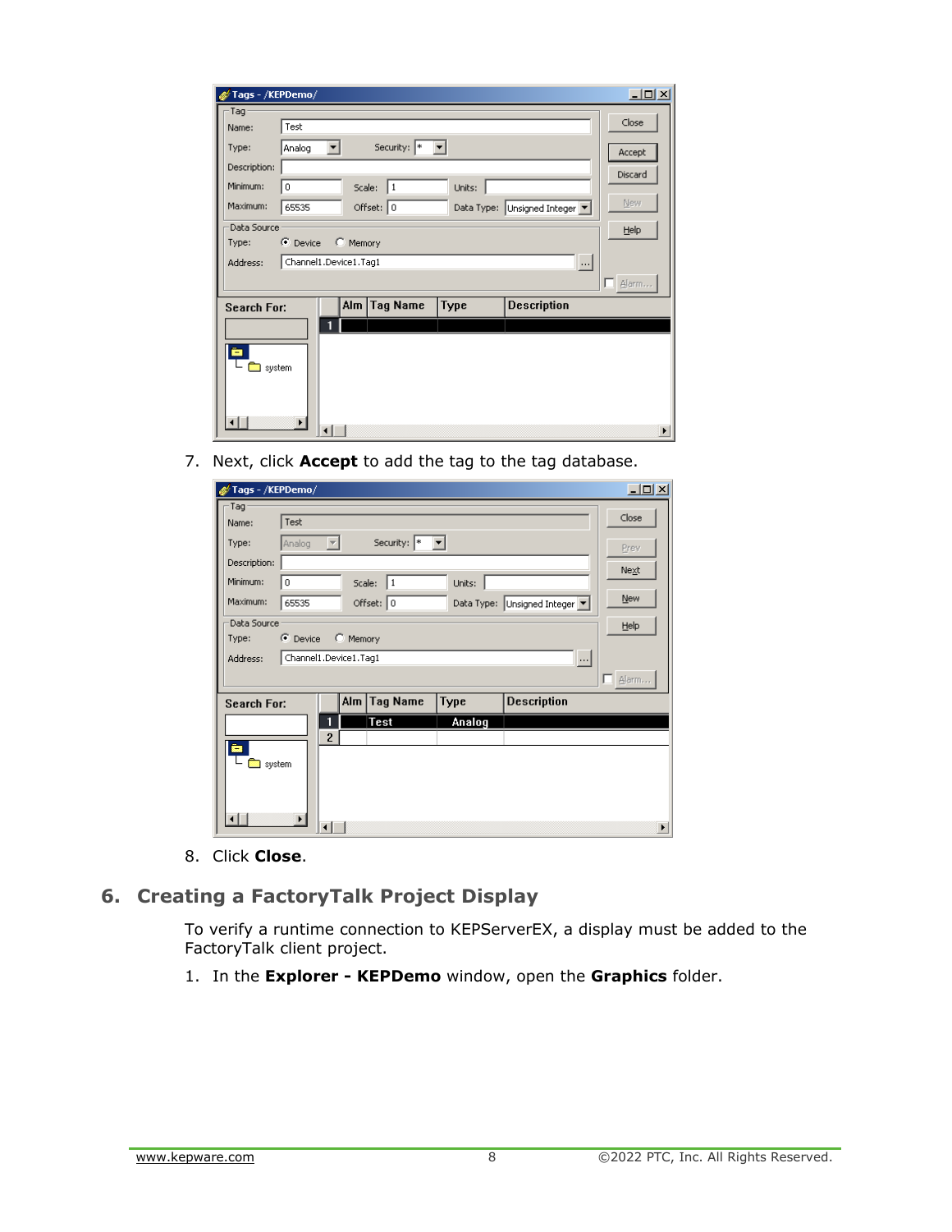7. Next, click **Accept** to add the tag to the tag database.

8. Click **Close**.

## 6. Creating a FactoryTalk Project Display

To verify a runtime connection to KEPServerEX, a display must be added to the FactoryTalk client project.

1. In the **Explorer - KEPDemo** window, open the **Graphics** folder.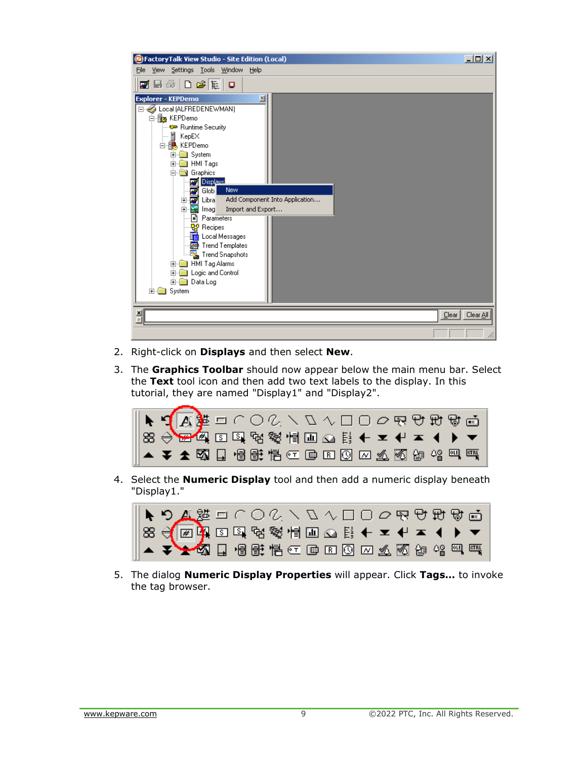2. Right-click on **Displays** and then select **New**.
3. The **Graphics Toolbar** should now appear below the main menu bar. Select the **Text** tool icon and then add two text labels to the display. In this tutorial, they are named "Display1" and "Display2".
4. Select the **Numeric Display** tool and then add a numeric display beneath "Display1."
5. The dialog **Numeric Display Properties** will appear. Click **Tags...** to invoke the tag browser.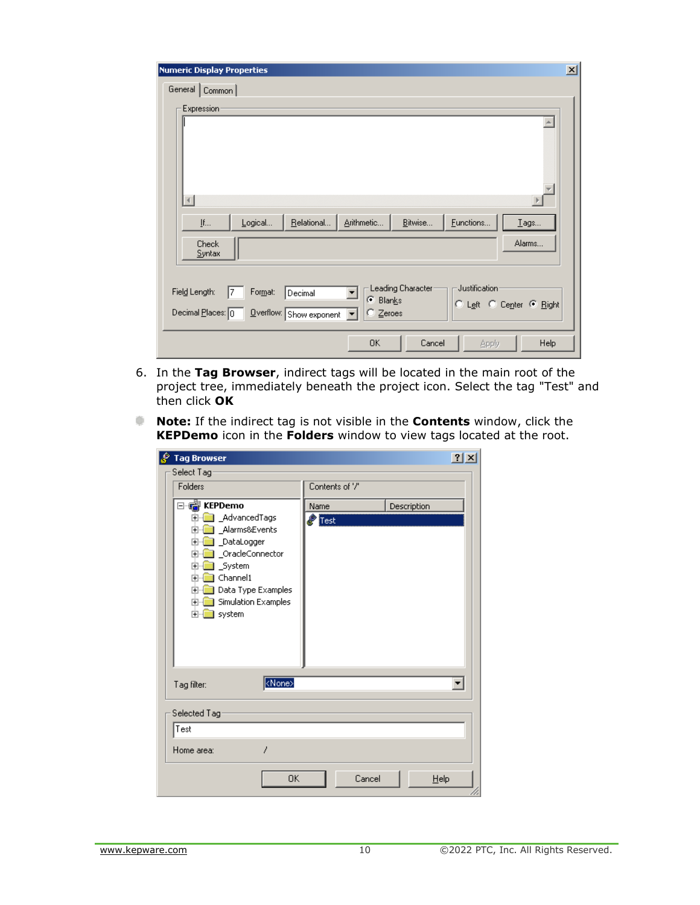6. In the **Tag Browser**, indirect tags will be located in the main root of the project tree, immediately beneath the project icon. Select the tag "Test" and then click **OK**

**Note:** If the indirect tag is not visible in the **Contents** window, click the **KEPDemo** icon in the **Folders** window to view tags located at the root.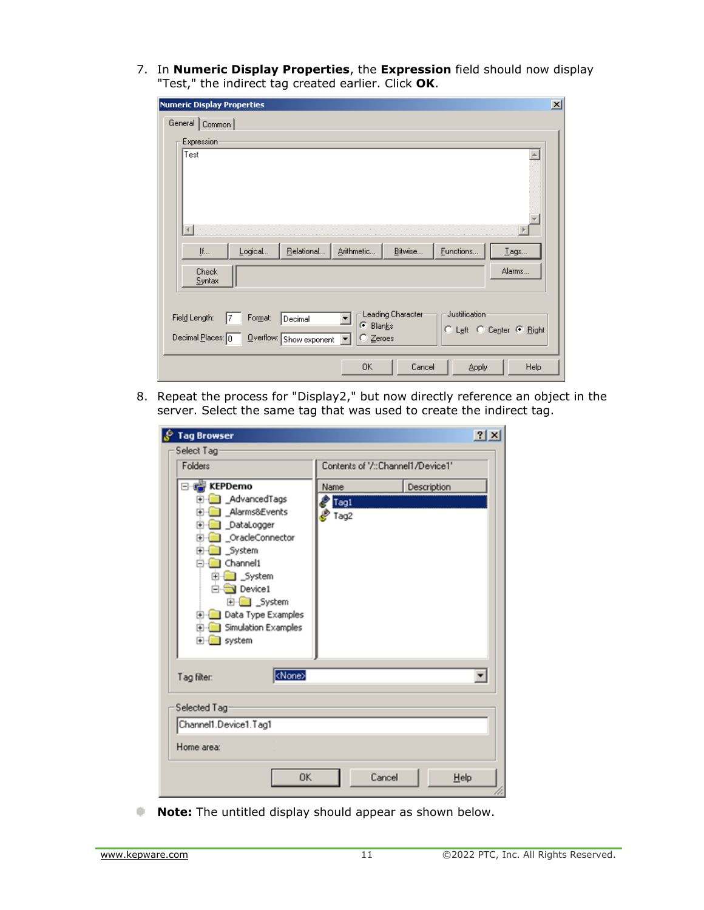7. In **Numeric Display Properties**, the **Expression** field should now display "Test," the indirect tag created earlier. Click **OK**.

8. Repeat the process for "Display2," but now directly reference an object in the server. Select the same tag that was used to create the indirect tag.

- **Note:** The untitled display should appear as shown below.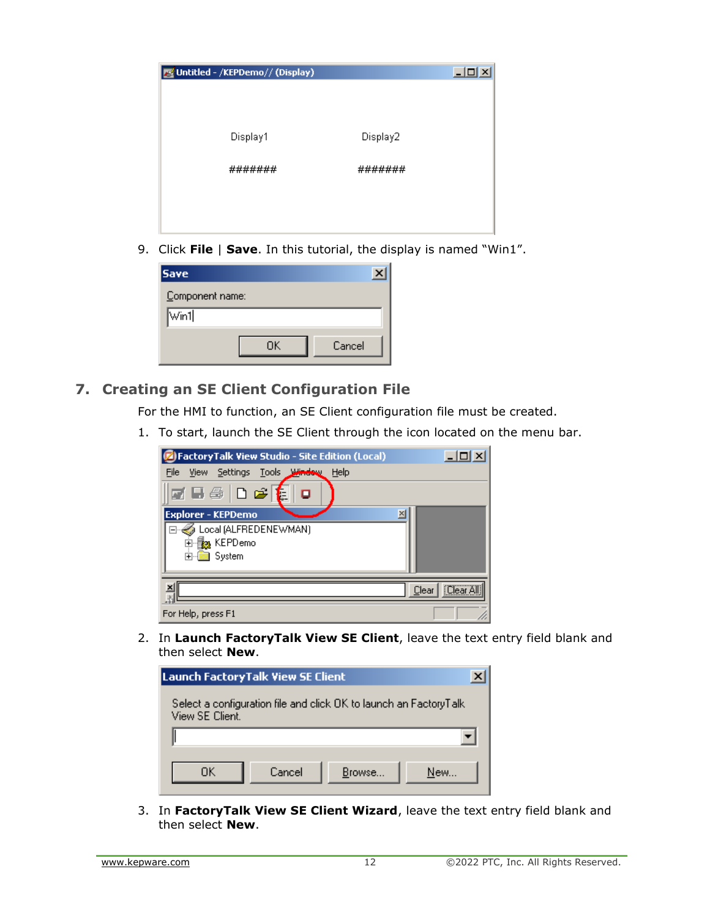9. Click **File** | **Save**. In this tutorial, the display is named "Win1".

## 7. Creating an SE Client Configuration File

For the HMI to function, an SE Client configuration file must be created.

1. To start, launch the SE Client through the icon located on the menu bar.

2. In **Launch FactoryTalk View SE Client**, leave the text entry field blank and then select **New**.

3. In **FactoryTalk View SE Client Wizard**, leave the text entry field blank and then select **New**.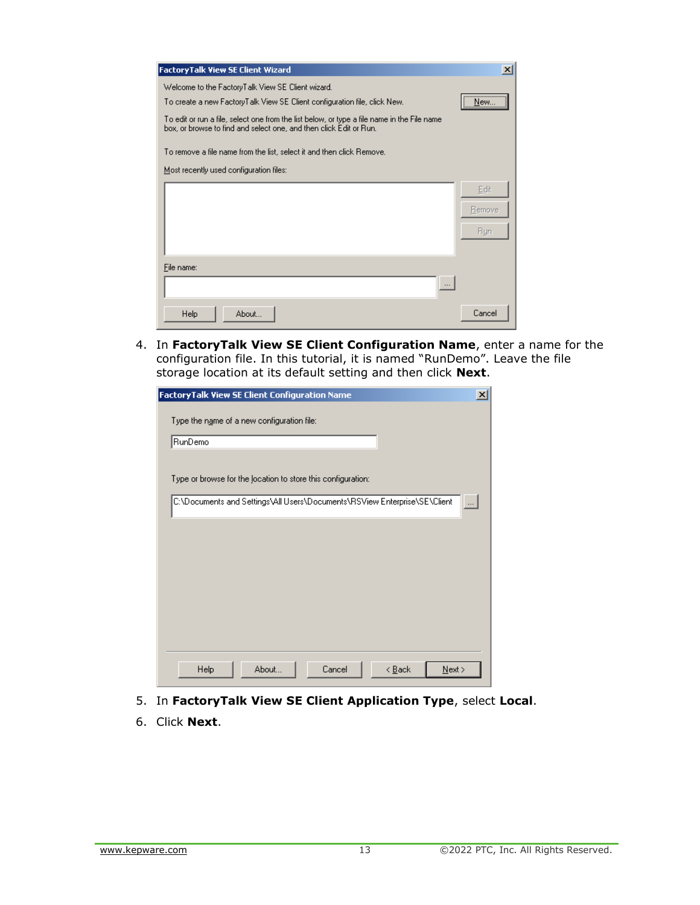4. In **FactoryTalk View SE Client Configuration Name**, enter a name for the configuration file. In this tutorial, it is named “RunDemo”. Leave the file storage location at its default setting and then click **Next**.

5. In **FactoryTalk View SE Client Application Type**, select **Local**.
6. Click **Next**.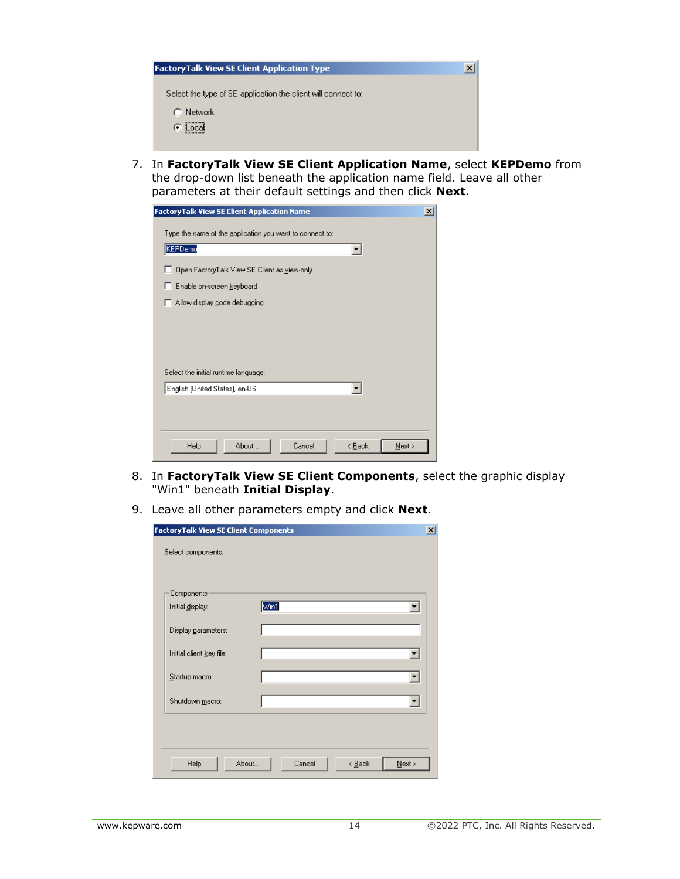7. In **FactoryTalk View SE Client Application Name**, select **KEPDemo** from the drop-down list beneath the application name field. Leave all other parameters at their default settings and then click **Next**.

8. In **FactoryTalk View SE Client Components**, select the graphic display "Win1" beneath **Initial Display**.

9. Leave all other parameters empty and click **Next**.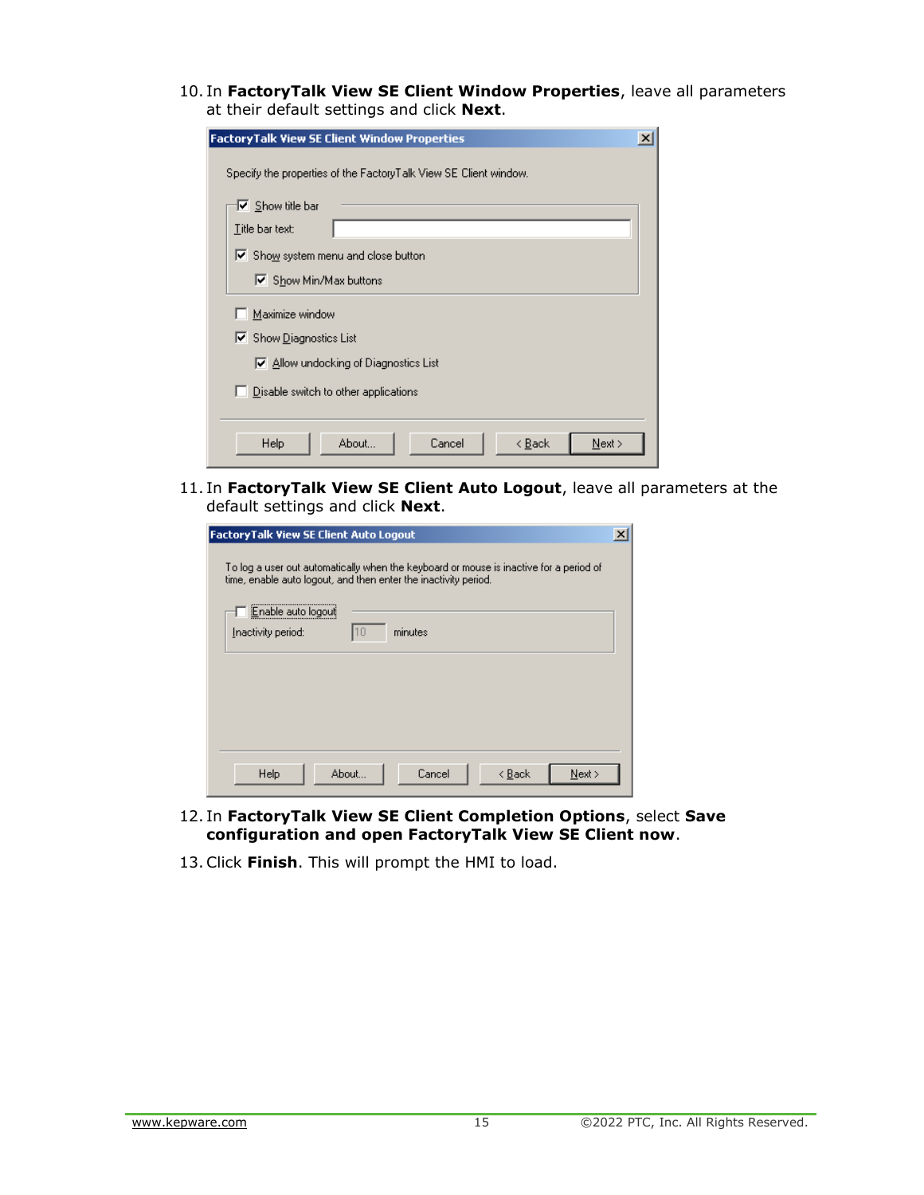10. In **FactoryTalk View SE Client Window Properties**, leave all parameters at their default settings and click **Next**.

11. In **FactoryTalk View SE Client Auto Logout**, leave all parameters at the default settings and click **Next**.

12. In **FactoryTalk View SE Client Completion Options**, select **Save configuration and open FactoryTalk View SE Client now**.

13. Click **Finish**. This will prompt the HMI to load.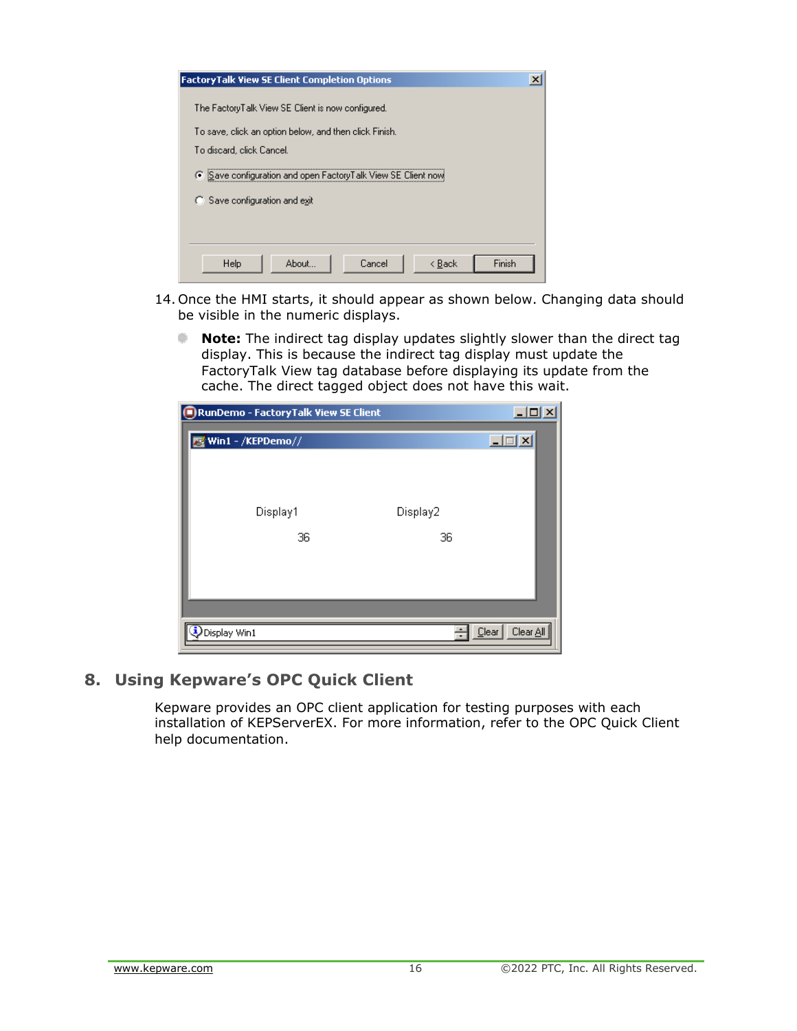14. Once the HMI starts, it should appear as shown below. Changing data should be visible in the numeric displays.

    - **Note:** The indirect tag display updates slightly slower than the direct tag display. This is because the indirect tag display must update the FactoryTalk View tag database before displaying its update from the cache. The direct tagged object does not have this wait.

## 8. Using Kepware's OPC Quick Client

Kepware provides an OPC client application for testing purposes with each installation of KEPServerEX. For more information, refer to the OPC Quick Client help documentation.